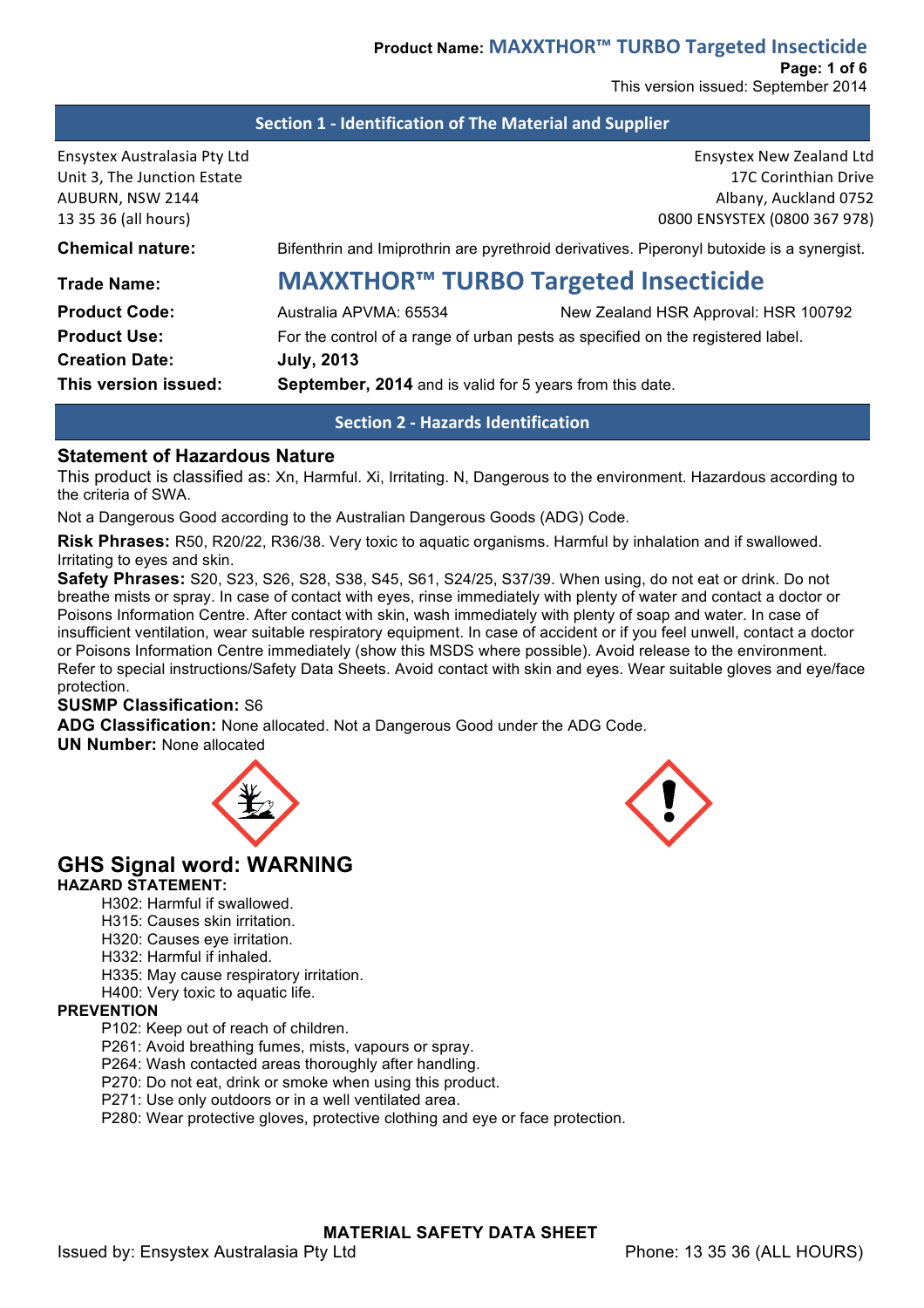## Section 1 - Identification of The Material and Supplier

Ensystex Australasia Pty Ltd
Unit 3, The Junction Estate
AUBURN, NSW 2144
13 35 36 (all hours)

Ensystex New Zealand Ltd
17C Corinthian Drive
Albany, Auckland 0752
0800 ENSYSTEX (0800 367 978)

**Chemical nature:** Bifenthrin and Imiprothrin are pyrethroid derivatives. Piperonyl butoxide is a synergist.

**Trade Name:** **MAXXTHOR™ TURBO Targeted Insecticide**

**Product Code:** Australia APVMA: 65534 New Zealand HSR Approval: HSR 100792

**Product Use:** For the control of a range of urban pests as specified on the registered label.

**Creation Date:** **July, 2013**

**This version issued:** **September, 2014** and is valid for 5 years from this date.

## Section 2 - Hazards Identification

### Statement of Hazardous Nature

This product is classified as: Xn, Harmful. Xi, Irritating. N, Dangerous to the environment. Hazardous according to the criteria of SWA.

Not a Dangerous Good according to the Australian Dangerous Goods (ADG) Code.

**Risk Phrases:** R50, R20/22, R36/38. Very toxic to aquatic organisms. Harmful by inhalation and if swallowed. Irritating to eyes and skin.

**Safety Phrases:** S20, S23, S26, S28, S38, S45, S61, S24/25, S37/39. When using, do not eat or drink. Do not breathe mists or spray. In case of contact with eyes, rinse immediately with plenty of water and contact a doctor or Poisons Information Centre. After contact with skin, wash immediately with plenty of soap and water. In case of insufficient ventilation, wear suitable respiratory equipment. In case of accident or if you feel unwell, contact a doctor or Poisons Information Centre immediately (show this MSDS where possible). Avoid release to the environment. Refer to special instructions/Safety Data Sheets. Avoid contact with skin and eyes. Wear suitable gloves and eye/face protection.

**SUSMP Classification:** S6

**ADG Classification:** None allocated. Not a Dangerous Good under the ADG Code.

**UN Number:** None allocated

### GHS Signal word: WARNING

**HAZARD STATEMENT:**

- H302: Harmful if swallowed.
- H315: Causes skin irritation.
- H320: Causes eye irritation.
- H332: Harmful if inhaled.
- H335: May cause respiratory irritation.
- H400: Very toxic to aquatic life.

**PREVENTION**

- P102: Keep out of reach of children.
- P261: Avoid breathing fumes, mists, vapours or spray.
- P264: Wash contacted areas thoroughly after handling.
- P270: Do not eat, drink or smoke when using this product.
- P271: Use only outdoors or in a well ventilated area.
- P280: Wear protective gloves, protective clothing and eye or face protection.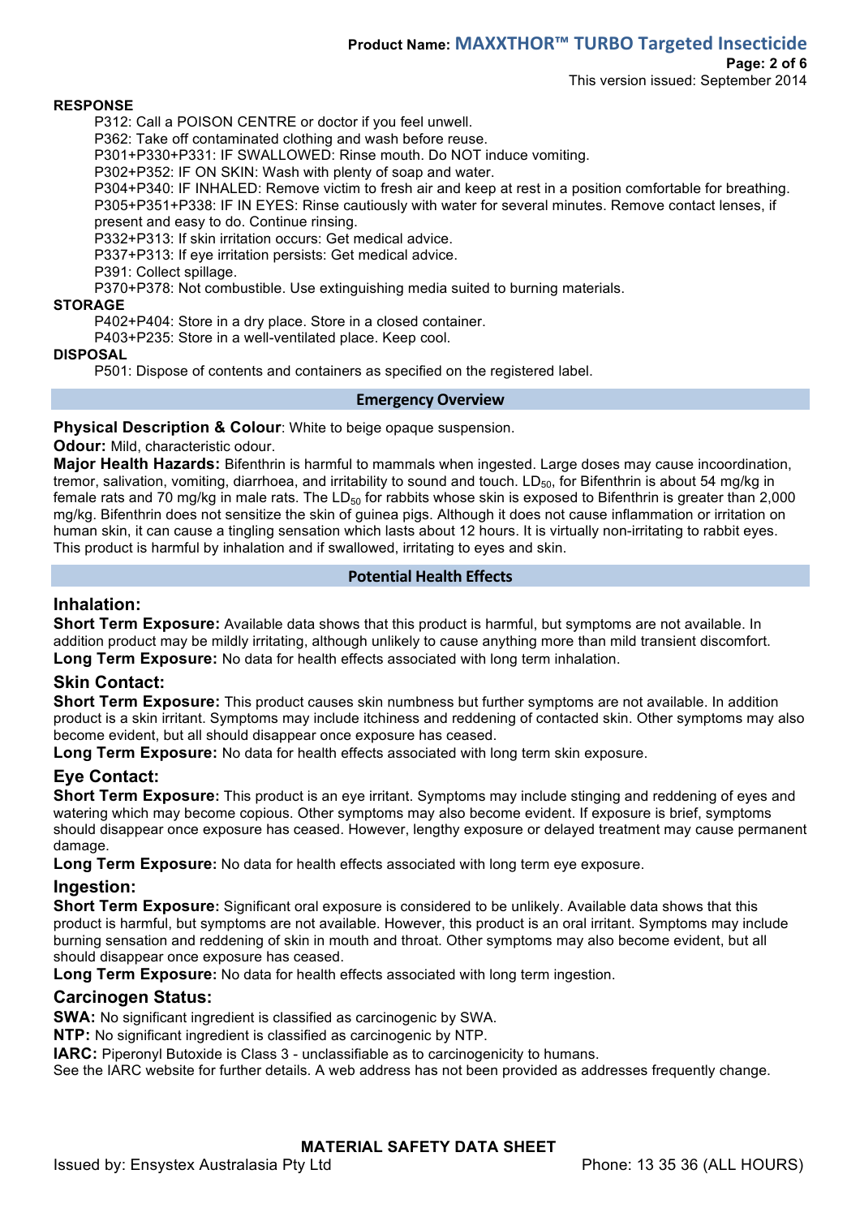**RESPONSE**

P312: Call a POISON CENTRE or doctor if you feel unwell.
P362: Take off contaminated clothing and wash before reuse.
P301+P330+P331: IF SWALLOWED: Rinse mouth. Do NOT induce vomiting.
P302+P352: IF ON SKIN: Wash with plenty of soap and water.
P304+P340: IF INHALED: Remove victim to fresh air and keep at rest in a position comfortable for breathing.
P305+P351+P338: IF IN EYES: Rinse cautiously with water for several minutes. Remove contact lenses, if present and easy to do. Continue rinsing.
P332+P313: If skin irritation occurs: Get medical advice.
P337+P313: If eye irritation persists: Get medical advice.
P391: Collect spillage.
P370+P378: Not combustible. Use extinguishing media suited to burning materials.

**STORAGE**

P402+P404: Store in a dry place. Store in a closed container.
P403+P235: Store in a well-ventilated place. Keep cool.

**DISPOSAL**

P501: Dispose of contents and containers as specified on the registered label.

## Emergency Overview

**Physical Description & Colour**: White to beige opaque suspension.

**Odour:** Mild, characteristic odour.

**Major Health Hazards:** Bifenthrin is harmful to mammals when ingested. Large doses may cause incoordination, tremor, salivation, vomiting, diarrhoea, and irritability to sound and touch. $LD_{50}$, for Bifenthrin is about 54 mg/kg in female rats and 70 mg/kg in male rats. The $LD_{50}$ for rabbits whose skin is exposed to Bifenthrin is greater than 2,000 mg/kg. Bifenthrin does not sensitize the skin of guinea pigs. Although it does not cause inflammation or irritation on human skin, it can cause a tingling sensation which lasts about 12 hours. It is virtually non-irritating to rabbit eyes. This product is harmful by inhalation and if swallowed, irritating to eyes and skin.

## Potential Health Effects

### Inhalation:

**Short Term Exposure:** Available data shows that this product is harmful, but symptoms are not available. In addition product may be mildly irritating, although unlikely to cause anything more than mild transient discomfort.

**Long Term Exposure:** No data for health effects associated with long term inhalation.

### Skin Contact:

**Short Term Exposure:** This product causes skin numbness but further symptoms are not available. In addition product is a skin irritant. Symptoms may include itchiness and reddening of contacted skin. Other symptoms may also become evident, but all should disappear once exposure has ceased.

**Long Term Exposure:** No data for health effects associated with long term skin exposure.

### Eye Contact:

**Short Term Exposure:** This product is an eye irritant. Symptoms may include stinging and reddening of eyes and watering which may become copious. Other symptoms may also become evident. If exposure is brief, symptoms should disappear once exposure has ceased. However, lengthy exposure or delayed treatment may cause permanent damage.

**Long Term Exposure:** No data for health effects associated with long term eye exposure.

### Ingestion:

**Short Term Exposure:** Significant oral exposure is considered to be unlikely. Available data shows that this product is harmful, but symptoms are not available. However, this product is an oral irritant. Symptoms may include burning sensation and reddening of skin in mouth and throat. Other symptoms may also become evident, but all should disappear once exposure has ceased.

**Long Term Exposure:** No data for health effects associated with long term ingestion.

### Carcinogen Status:

**SWA:** No significant ingredient is classified as carcinogenic by SWA.

**NTP:** No significant ingredient is classified as carcinogenic by NTP.

**IARC:** Piperonyl Butoxide is Class 3 - unclassifiable as to carcinogenicity to humans.

See the IARC website for further details. A web address has not been provided as addresses frequently change.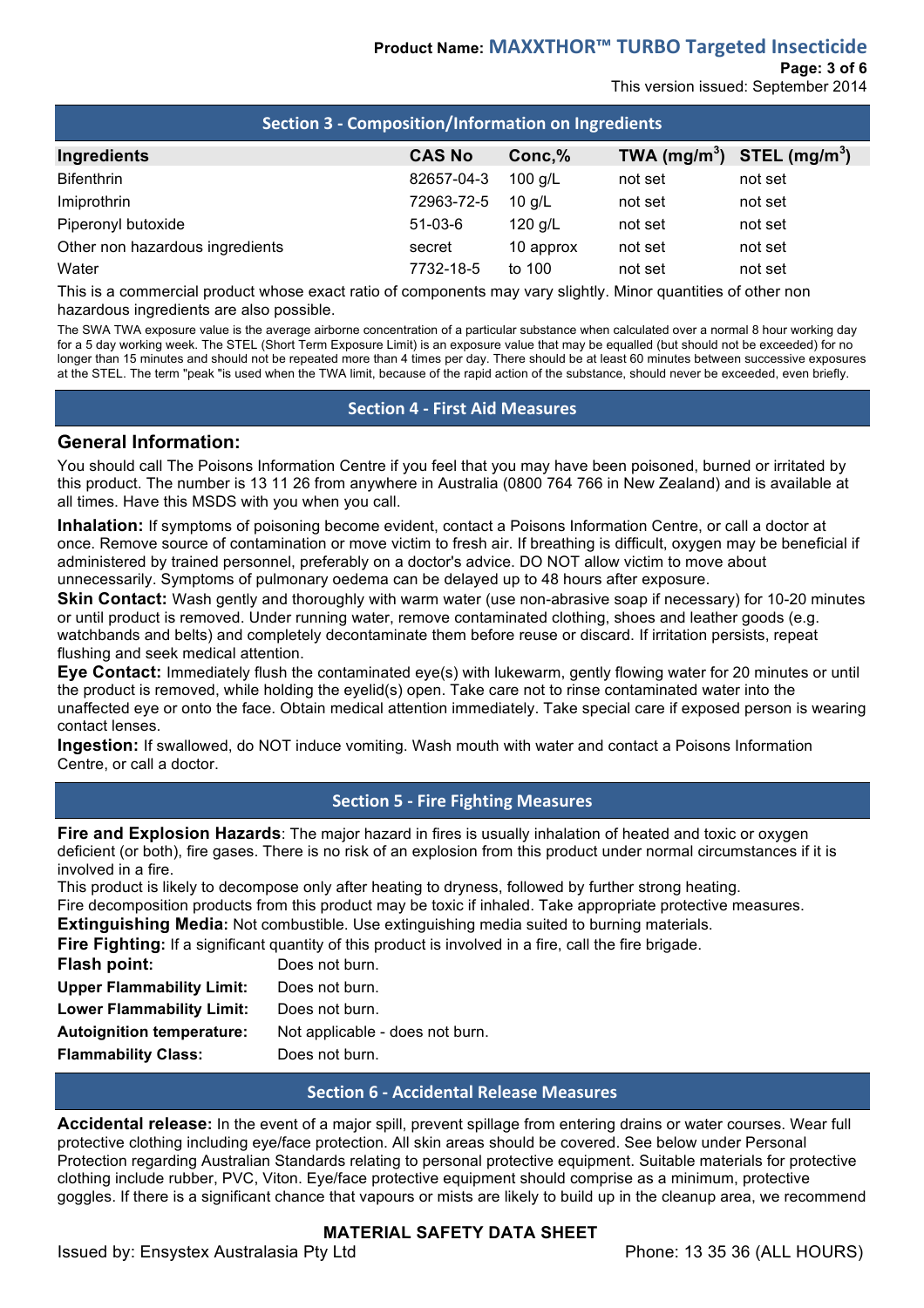## Section 3 - Composition/Information on Ingredients

| Ingredients | CAS No | Conc,% | TWA ($mg/m^3$) | STEL ($mg/m^3$) |
|---|---|---|---|---|
| Bifenthrin | 82657-04-3 | 100 g/L | not set | not set |
| Imiprothrin | 72963-72-5 | 10 g/L | not set | not set |
| Piperonyl butoxide | 51-03-6 | 120 g/L | not set | not set |
| Other non hazardous ingredients | secret | 10 approx | not set | not set |
| Water | 7732-18-5 | to 100 | not set | not set |

This is a commercial product whose exact ratio of components may vary slightly. Minor quantities of other non hazardous ingredients are also possible.

The SWA TWA exposure value is the average airborne concentration of a particular substance when calculated over a normal 8 hour working day for a 5 day working week. The STEL (Short Term Exposure Limit) is an exposure value that may be equalled (but should not be exceeded) for no longer than 15 minutes and should not be repeated more than 4 times per day. There should be at least 60 minutes between successive exposures at the STEL. The term "peak "is used when the TWA limit, because of the rapid action of the substance, should never be exceeded, even briefly.

## Section 4 - First Aid Measures

### General Information:

You should call The Poisons Information Centre if you feel that you may have been poisoned, burned or irritated by this product. The number is 13 11 26 from anywhere in Australia (0800 764 766 in New Zealand) and is available at all times. Have this MSDS with you when you call.

**Inhalation:** If symptoms of poisoning become evident, contact a Poisons Information Centre, or call a doctor at once. Remove source of contamination or move victim to fresh air. If breathing is difficult, oxygen may be beneficial if administered by trained personnel, preferably on a doctor's advice. DO NOT allow victim to move about unnecessarily. Symptoms of pulmonary oedema can be delayed up to 48 hours after exposure.

**Skin Contact:** Wash gently and thoroughly with warm water (use non-abrasive soap if necessary) for 10-20 minutes or until product is removed. Under running water, remove contaminated clothing, shoes and leather goods (e.g. watchbands and belts) and completely decontaminate them before reuse or discard. If irritation persists, repeat flushing and seek medical attention.

**Eye Contact:** Immediately flush the contaminated eye(s) with lukewarm, gently flowing water for 20 minutes or until the product is removed, while holding the eyelid(s) open. Take care not to rinse contaminated water into the unaffected eye or onto the face. Obtain medical attention immediately. Take special care if exposed person is wearing contact lenses.

**Ingestion:** If swallowed, do NOT induce vomiting. Wash mouth with water and contact a Poisons Information Centre, or call a doctor.

## Section 5 - Fire Fighting Measures

**Fire and Explosion Hazards**: The major hazard in fires is usually inhalation of heated and toxic or oxygen deficient (or both), fire gases. There is no risk of an explosion from this product under normal circumstances if it is involved in a fire.

This product is likely to decompose only after heating to dryness, followed by further strong heating.

Fire decomposition products from this product may be toxic if inhaled. Take appropriate protective measures.

**Extinguishing Media:** Not combustible. Use extinguishing media suited to burning materials.

**Fire Fighting:** If a significant quantity of this product is involved in a fire, call the fire brigade.

**Flash point:** Does not burn.

**Upper Flammability Limit:** Does not burn.

**Lower Flammability Limit:** Does not burn.

**Autoignition temperature:** Not applicable - does not burn.

**Flammability Class:** Does not burn.

## Section 6 - Accidental Release Measures

**Accidental release:** In the event of a major spill, prevent spillage from entering drains or water courses. Wear full protective clothing including eye/face protection. All skin areas should be covered. See below under Personal Protection regarding Australian Standards relating to personal protective equipment. Suitable materials for protective clothing include rubber, PVC, Viton. Eye/face protective equipment should comprise as a minimum, protective goggles. If there is a significant chance that vapours or mists are likely to build up in the cleanup area, we recommend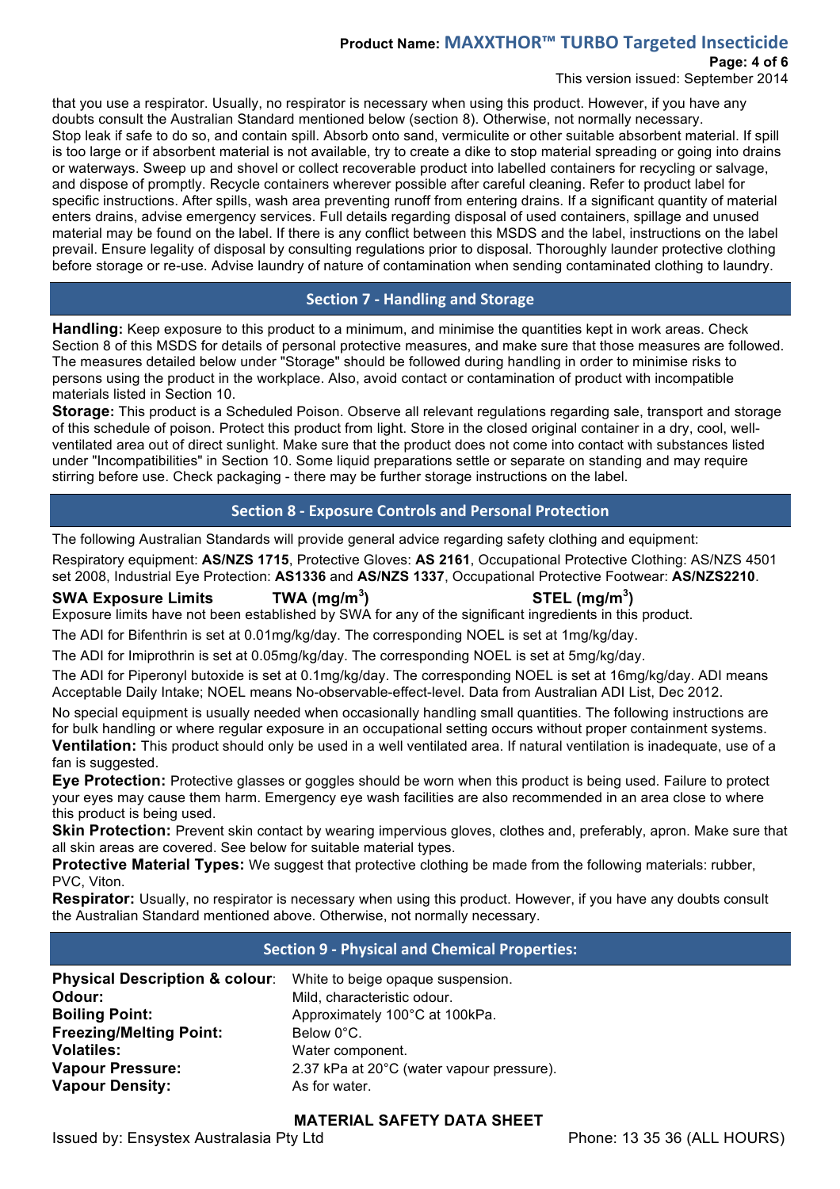that you use a respirator. Usually, no respirator is necessary when using this product. However, if you have any doubts consult the Australian Standard mentioned below (section 8). Otherwise, not normally necessary.
Stop leak if safe to do so, and contain spill. Absorb onto sand, vermiculite or other suitable absorbent material. If spill is too large or if absorbent material is not available, try to create a dike to stop material spreading or going into drains or waterways. Sweep up and shovel or collect recoverable product into labelled containers for recycling or salvage, and dispose of promptly. Recycle containers wherever possible after careful cleaning. Refer to product label for specific instructions. After spills, wash area preventing runoff from entering drains. If a significant quantity of material enters drains, advise emergency services. Full details regarding disposal of used containers, spillage and unused material may be found on the label. If there is any conflict between this MSDS and the label, instructions on the label prevail. Ensure legality of disposal by consulting regulations prior to disposal. Thoroughly launder protective clothing before storage or re-use. Advise laundry of nature of contamination when sending contaminated clothing to laundry.

## Section 7 - Handling and Storage

**Handling:** Keep exposure to this product to a minimum, and minimise the quantities kept in work areas. Check Section 8 of this MSDS for details of personal protective measures, and make sure that those measures are followed. The measures detailed below under "Storage" should be followed during handling in order to minimise risks to persons using the product in the workplace. Also, avoid contact or contamination of product with incompatible materials listed in Section 10.

**Storage:** This product is a Scheduled Poison. Observe all relevant regulations regarding sale, transport and storage of this schedule of poison. Protect this product from light. Store in the closed original container in a dry, cool, well-ventilated area out of direct sunlight. Make sure that the product does not come into contact with substances listed under "Incompatibilities" in Section 10. Some liquid preparations settle or separate on standing and may require stirring before use. Check packaging - there may be further storage instructions on the label.

## Section 8 - Exposure Controls and Personal Protection

The following Australian Standards will provide general advice regarding safety clothing and equipment:

Respiratory equipment: **AS/NZS 1715**, Protective Gloves: **AS 2161**, Occupational Protective Clothing: AS/NZS 4501 set 2008, Industrial Eye Protection: **AS1336** and **AS/NZS 1337**, Occupational Protective Footwear: **AS/NZS2210**.

**SWA Exposure Limits** **TWA (mg/m$^3$)** **STEL (mg/m$^3$)**

Exposure limits have not been established by SWA for any of the significant ingredients in this product.

The ADI for Bifenthrin is set at 0.01mg/kg/day. The corresponding NOEL is set at 1mg/kg/day.

The ADI for Imiprothrin is set at 0.05mg/kg/day. The corresponding NOEL is set at 5mg/kg/day.

The ADI for Piperonyl butoxide is set at 0.1mg/kg/day. The corresponding NOEL is set at 16mg/kg/day. ADI means Acceptable Daily Intake; NOEL means No-observable-effect-level. Data from Australian ADI List, Dec 2012.

No special equipment is usually needed when occasionally handling small quantities. The following instructions are for bulk handling or where regular exposure in an occupational setting occurs without proper containment systems.

**Ventilation:** This product should only be used in a well ventilated area. If natural ventilation is inadequate, use of a fan is suggested.

**Eye Protection:** Protective glasses or goggles should be worn when this product is being used. Failure to protect your eyes may cause them harm. Emergency eye wash facilities are also recommended in an area close to where this product is being used.

**Skin Protection:** Prevent skin contact by wearing impervious gloves, clothes and, preferably, apron. Make sure that all skin areas are covered. See below for suitable material types.

**Protective Material Types:** We suggest that protective clothing be made from the following materials: rubber, PVC, Viton.

**Respirator:** Usually, no respirator is necessary when using this product. However, if you have any doubts consult the Australian Standard mentioned above. Otherwise, not normally necessary.

## Section 9 - Physical and Chemical Properties:

| | |
|---|---|
| **Physical Description & colour**: | White to beige opaque suspension. |
| **Odour:** | Mild, characteristic odour. |
| **Boiling Point:** | Approximately 100°C at 100kPa. |
| **Freezing/Melting Point:** | Below 0°C. |
| **Volatiles:** | Water component. |
| **Vapour Pressure:** | 2.37 kPa at 20°C (water vapour pressure). |
| **Vapour Density:** | As for water. |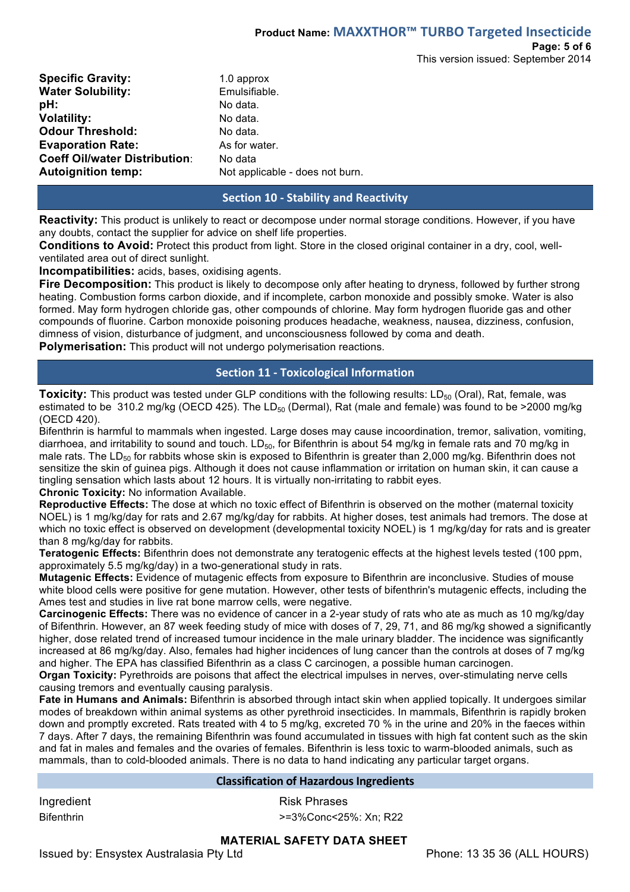| | |
|---|---|
| **Specific Gravity:** | 1.0 approx |
| **Water Solubility:** | Emulsifiable. |
| **pH:** | No data. |
| **Volatility:** | No data. |
| **Odour Threshold:** | No data. |
| **Evaporation Rate:** | As for water. |
| **Coeff Oil/water Distribution**: | No data |
| **Autoignition temp:** | Not applicable - does not burn. |

## Section 10 - Stability and Reactivity

**Reactivity:** This product is unlikely to react or decompose under normal storage conditions. However, if you have any doubts, contact the supplier for advice on shelf life properties.
**Conditions to Avoid:** Protect this product from light. Store in the closed original container in a dry, cool, well-ventilated area out of direct sunlight.
**Incompatibilities:** acids, bases, oxidising agents.
**Fire Decomposition:** This product is likely to decompose only after heating to dryness, followed by further strong heating. Combustion forms carbon dioxide, and if incomplete, carbon monoxide and possibly smoke. Water is also formed. May form hydrogen chloride gas, other compounds of chlorine. May form hydrogen fluoride gas and other compounds of fluorine. Carbon monoxide poisoning produces headache, weakness, nausea, dizziness, confusion, dimness of vision, disturbance of judgment, and unconsciousness followed by coma and death.
**Polymerisation:** This product will not undergo polymerisation reactions.

## Section 11 - Toxicological Information

**Toxicity:** This product was tested under GLP conditions with the following results: $LD_{50}$ (Oral), Rat, female, was estimated to be 310.2 mg/kg (OECD 425). The $LD_{50}$ (Dermal), Rat (male and female) was found to be >2000 mg/kg (OECD 420).
Bifenthrin is harmful to mammals when ingested. Large doses may cause incoordination, tremor, salivation, vomiting, diarrhoea, and irritability to sound and touch. $LD_{50}$, for Bifenthrin is about 54 mg/kg in female rats and 70 mg/kg in male rats. The $LD_{50}$ for rabbits whose skin is exposed to Bifenthrin is greater than 2,000 mg/kg. Bifenthrin does not sensitize the skin of guinea pigs. Although it does not cause inflammation or irritation on human skin, it can cause a tingling sensation which lasts about 12 hours. It is virtually non-irritating to rabbit eyes.
**Chronic Toxicity:** No information Available.
**Reproductive Effects:** The dose at which no toxic effect of Bifenthrin is observed on the mother (maternal toxicity NOEL) is 1 mg/kg/day for rats and 2.67 mg/kg/day for rabbits. At higher doses, test animals had tremors. The dose at which no toxic effect is observed on development (developmental toxicity NOEL) is 1 mg/kg/day for rats and is greater than 8 mg/kg/day for rabbits.
**Teratogenic Effects:** Bifenthrin does not demonstrate any teratogenic effects at the highest levels tested (100 ppm, approximately 5.5 mg/kg/day) in a two-generational study in rats.
**Mutagenic Effects:** Evidence of mutagenic effects from exposure to Bifenthrin are inconclusive. Studies of mouse white blood cells were positive for gene mutation. However, other tests of bifenthrin's mutagenic effects, including the Ames test and studies in live rat bone marrow cells, were negative.
**Carcinogenic Effects:** There was no evidence of cancer in a 2-year study of rats who ate as much as 10 mg/kg/day of Bifenthrin. However, an 87 week feeding study of mice with doses of 7, 29, 71, and 86 mg/kg showed a significantly higher, dose related trend of increased tumour incidence in the male urinary bladder. The incidence was significantly increased at 86 mg/kg/day. Also, females had higher incidences of lung cancer than the controls at doses of 7 mg/kg and higher. The EPA has classified Bifenthrin as a class C carcinogen, a possible human carcinogen.
**Organ Toxicity:** Pyrethroids are poisons that affect the electrical impulses in nerves, over-stimulating nerve cells causing tremors and eventually causing paralysis.
**Fate in Humans and Animals:** Bifenthrin is absorbed through intact skin when applied topically. It undergoes similar modes of breakdown within animal systems as other pyrethroid insecticides. In mammals, Bifenthrin is rapidly broken down and promptly excreted. Rats treated with 4 to 5 mg/kg, excreted 70 % in the urine and 20% in the faeces within 7 days. After 7 days, the remaining Bifenthrin was found accumulated in tissues with high fat content such as the skin and fat in males and females and the ovaries of females. Bifenthrin is less toxic to warm-blooded animals, such as mammals, than to cold-blooded animals. There is no data to hand indicating any particular target organs.

### Classification of Hazardous Ingredients

| Ingredient | Risk Phrases |
|---|---|
| Bifenthrin | >=3%Conc<25%: Xn; R22 |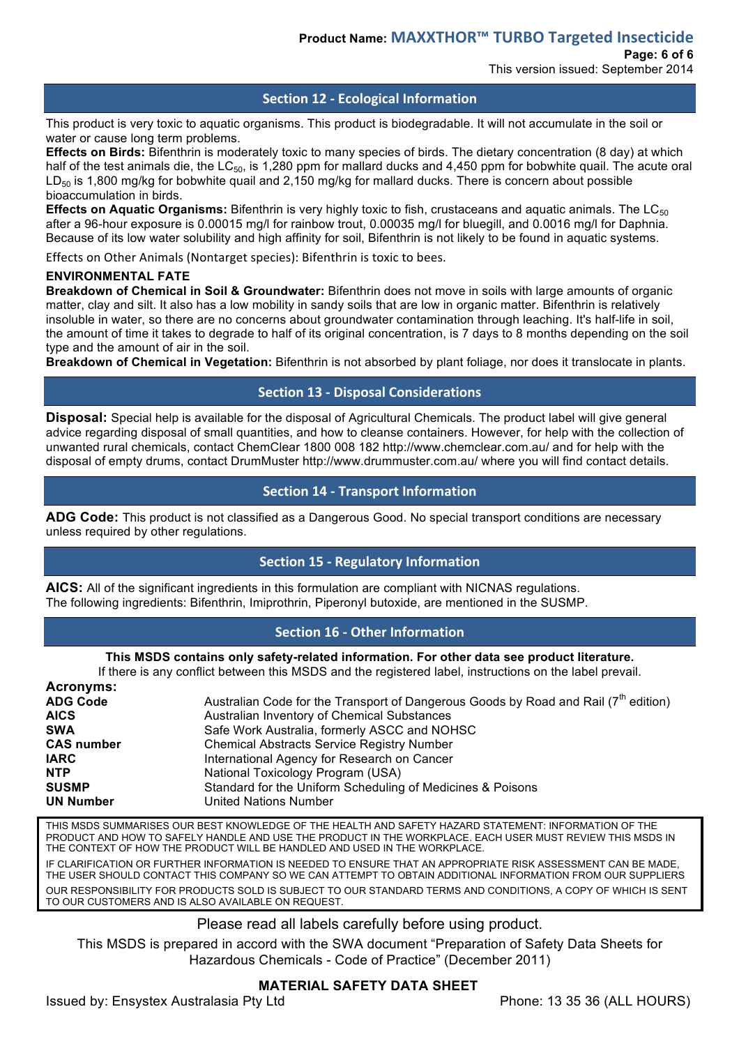## Section 12 - Ecological Information

This product is very toxic to aquatic organisms. This product is biodegradable. It will not accumulate in the soil or water or cause long term problems.

**Effects on Birds:** Bifenthrin is moderately toxic to many species of birds. The dietary concentration (8 day) at which half of the test animals die, the $LC_{50}$, is 1,280 ppm for mallard ducks and 4,450 ppm for bobwhite quail. The acute oral $LD_{50}$ is 1,800 mg/kg for bobwhite quail and 2,150 mg/kg for mallard ducks. There is concern about possible bioaccumulation in birds.

**Effects on Aquatic Organisms:** Bifenthrin is very highly toxic to fish, crustaceans and aquatic animals. The $LC_{50}$ after a 96-hour exposure is 0.00015 mg/l for rainbow trout, 0.00035 mg/l for bluegill, and 0.0016 mg/l for Daphnia. Because of its low water solubility and high affinity for soil, Bifenthrin is not likely to be found in aquatic systems.

Effects on Other Animals (Nontarget species): Bifenthrin is toxic to bees.

**ENVIRONMENTAL FATE**

**Breakdown of Chemical in Soil & Groundwater:** Bifenthrin does not move in soils with large amounts of organic matter, clay and silt. It also has a low mobility in sandy soils that are low in organic matter. Bifenthrin is relatively insoluble in water, so there are no concerns about groundwater contamination through leaching. It's half-life in soil, the amount of time it takes to degrade to half of its original concentration, is 7 days to 8 months depending on the soil type and the amount of air in the soil.

**Breakdown of Chemical in Vegetation:** Bifenthrin is not absorbed by plant foliage, nor does it translocate in plants.

## Section 13 - Disposal Considerations

**Disposal:** Special help is available for the disposal of Agricultural Chemicals. The product label will give general advice regarding disposal of small quantities, and how to cleanse containers. However, for help with the collection of unwanted rural chemicals, contact ChemClear 1800 008 182 http://www.chemclear.com.au/ and for help with the disposal of empty drums, contact DrumMuster http://www.drummuster.com.au/ where you will find contact details.

## Section 14 - Transport Information

**ADG Code:** This product is not classified as a Dangerous Good. No special transport conditions are necessary unless required by other regulations.

## Section 15 - Regulatory Information

**AICS:** All of the significant ingredients in this formulation are compliant with NICNAS regulations.
The following ingredients: Bifenthrin, Imiprothrin, Piperonyl butoxide, are mentioned in the SUSMP.

## Section 16 - Other Information

**This MSDS contains only safety-related information. For other data see product literature.**
If there is any conflict between this MSDS and the registered label, instructions on the label prevail.

**Acronyms:**

| | |
|---|---|
| **ADG Code** | Australian Code for the Transport of Dangerous Goods by Road and Rail (7th edition) |
| **AICS** | Australian Inventory of Chemical Substances |
| **SWA** | Safe Work Australia, formerly ASCC and NOHSC |
| **CAS number** | Chemical Abstracts Service Registry Number |
| **IARC** | International Agency for Research on Cancer |
| **NTP** | National Toxicology Program (USA) |
| **SUSMP** | Standard for the Uniform Scheduling of Medicines & Poisons |
| **UN Number** | United Nations Number |

THIS MSDS SUMMARISES OUR BEST KNOWLEDGE OF THE HEALTH AND SAFETY HAZARD STATEMENT: INFORMATION OF THE PRODUCT AND HOW TO SAFELY HANDLE AND USE THE PRODUCT IN THE WORKPLACE. EACH USER MUST REVIEW THIS MSDS IN THE CONTEXT OF HOW THE PRODUCT WILL BE HANDLED AND USED IN THE WORKPLACE.

IF CLARIFICATION OR FURTHER INFORMATION IS NEEDED TO ENSURE THAT AN APPROPRIATE RISK ASSESSMENT CAN BE MADE, THE USER SHOULD CONTACT THIS COMPANY SO WE CAN ATTEMPT TO OBTAIN ADDITIONAL INFORMATION FROM OUR SUPPLIERS

OUR RESPONSIBILITY FOR PRODUCTS SOLD IS SUBJECT TO OUR STANDARD TERMS AND CONDITIONS, A COPY OF WHICH IS SENT TO OUR CUSTOMERS AND IS ALSO AVAILABLE ON REQUEST.

Please read all labels carefully before using product.

This MSDS is prepared in accord with the SWA document "Preparation of Safety Data Sheets for Hazardous Chemicals - Code of Practice" (December 2011)